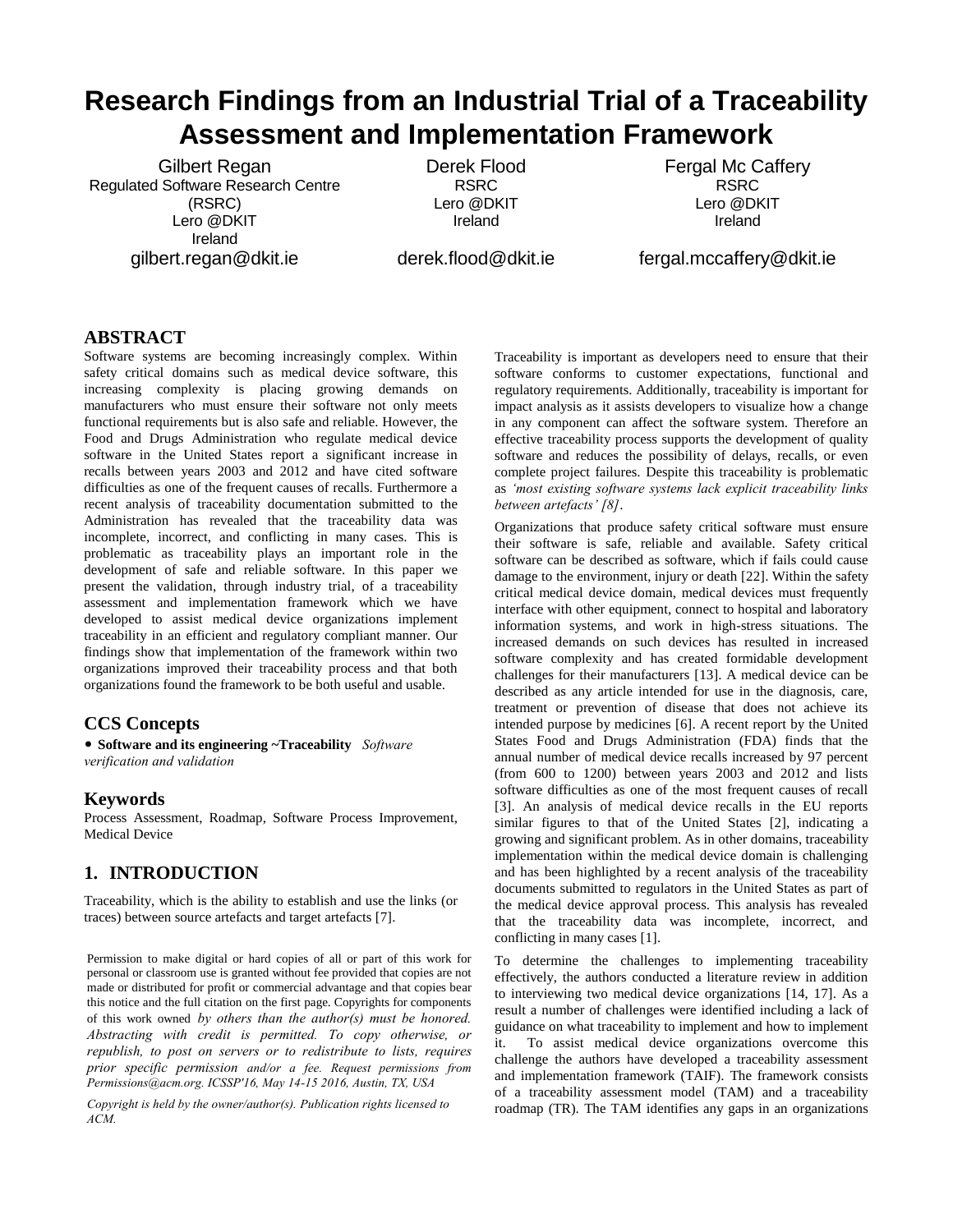# Research Findings from an Industrial Trial of a Traceability Assessment and Implementation Framework

Gilbert Regan
Regulated Software Research Centre (RSRC)
Lero @DKIT
Ireland
gilbert.regan@dkit.ie

Derek Flood
RSRC
Lero @DKIT
Ireland
derek.flood@dkit.ie

Fergal Mc Caffery
RSRC
Lero @DKIT
Ireland
fergal.mccaffery@dkit.ie

## ABSTRACT

Software systems are becoming increasingly complex. Within safety critical domains such as medical device software, this increasing complexity is placing growing demands on manufacturers who must ensure their software not only meets functional requirements but is also safe and reliable. However, the Food and Drugs Administration who regulate medical device software in the United States report a significant increase in recalls between years 2003 and 2012 and have cited software difficulties as one of the frequent causes of recalls. Furthermore a recent analysis of traceability documentation submitted to the Administration has revealed that the traceability data was incomplete, incorrect, and conflicting in many cases. This is problematic as traceability plays an important role in the development of safe and reliable software. In this paper we present the validation, through industry trial, of a traceability assessment and implementation framework which we have developed to assist medical device organizations implement traceability in an efficient and regulatory compliant manner. Our findings show that implementation of the framework within two organizations improved their traceability process and that both organizations found the framework to be both useful and usable.

## CCS Concepts

- **Software and its engineering ~Traceability** *Software verification and validation*

## Keywords

Process Assessment, Roadmap, Software Process Improvement, Medical Device

## 1. INTRODUCTION

Traceability, which is the ability to establish and use the links (or traces) between source artefacts and target artefacts [7].

Permission to make digital or hard copies of all or part of this work for personal or classroom use is granted without fee provided that copies are not made or distributed for profit or commercial advantage and that copies bear this notice and the full citation on the first page. Copyrights for components of this work owned *by others than the author(s) must be honored. Abstracting with credit is permitted. To copy otherwise, or republish, to post on servers or to redistribute to lists, requires prior specific permission* and/or a fee. Request permissions from Permissions@acm.org. ICSSP'16, May 14-15 2016, Austin, TX, USA

*Copyright is held by the owner/author(s). Publication rights licensed to ACM.*

Traceability is important as developers need to ensure that their software conforms to customer expectations, functional and regulatory requirements. Additionally, traceability is important for impact analysis as it assists developers to visualize how a change in any component can affect the software system. Therefore an effective traceability process supports the development of quality software and reduces the possibility of delays, recalls, or even complete project failures. Despite this traceability is problematic as *'most existing software systems lack explicit traceability links between artefacts' [8]*.

Organizations that produce safety critical software must ensure their software is safe, reliable and available. Safety critical software can be described as software, which if fails could cause damage to the environment, injury or death [22]. Within the safety critical medical device domain, medical devices must frequently interface with other equipment, connect to hospital and laboratory information systems, and work in high-stress situations. The increased demands on such devices has resulted in increased software complexity and has created formidable development challenges for their manufacturers [13]. A medical device can be described as any article intended for use in the diagnosis, care, treatment or prevention of disease that does not achieve its intended purpose by medicines [6]. A recent report by the United States Food and Drugs Administration (FDA) finds that the annual number of medical device recalls increased by 97 percent (from 600 to 1200) between years 2003 and 2012 and lists software difficulties as one of the most frequent causes of recall [3]. An analysis of medical device recalls in the EU reports similar figures to that of the United States [2], indicating a growing and significant problem. As in other domains, traceability implementation within the medical device domain is challenging and has been highlighted by a recent analysis of the traceability documents submitted to regulators in the United States as part of the medical device approval process. This analysis has revealed that the traceability data was incomplete, incorrect, and conflicting in many cases [1].

To determine the challenges to implementing traceability effectively, the authors conducted a literature review in addition to interviewing two medical device organizations [14, 17]. As a result a number of challenges were identified including a lack of guidance on what traceability to implement and how to implement it. To assist medical device organizations overcome this challenge the authors have developed a traceability assessment and implementation framework (TAIF). The framework consists of a traceability assessment model (TAM) and a traceability roadmap (TR). The TAM identifies any gaps in an organizations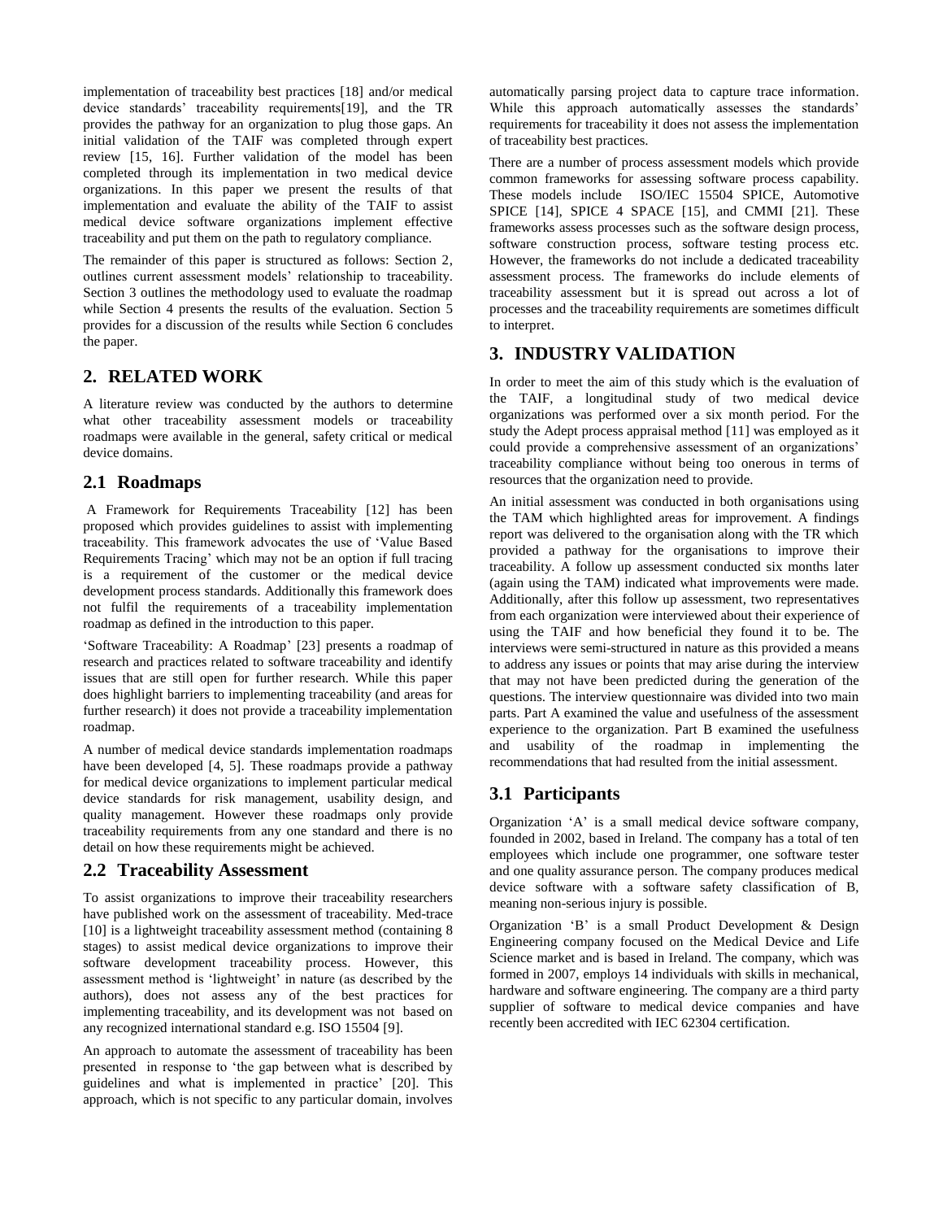implementation of traceability best practices [18] and/or medical device standards' traceability requirements[19], and the TR provides the pathway for an organization to plug those gaps. An initial validation of the TAIF was completed through expert review [15, 16]. Further validation of the model has been completed through its implementation in two medical device organizations. In this paper we present the results of that implementation and evaluate the ability of the TAIF to assist medical device software organizations implement effective traceability and put them on the path to regulatory compliance.

The remainder of this paper is structured as follows: Section 2, outlines current assessment models' relationship to traceability. Section 3 outlines the methodology used to evaluate the roadmap while Section 4 presents the results of the evaluation. Section 5 provides for a discussion of the results while Section 6 concludes the paper.

## 2. RELATED WORK

A literature review was conducted by the authors to determine what other traceability assessment models or traceability roadmaps were available in the general, safety critical or medical device domains.

### 2.1 Roadmaps

A Framework for Requirements Traceability [12] has been proposed which provides guidelines to assist with implementing traceability. This framework advocates the use of 'Value Based Requirements Tracing' which may not be an option if full tracing is a requirement of the customer or the medical device development process standards. Additionally this framework does not fulfil the requirements of a traceability implementation roadmap as defined in the introduction to this paper.

'Software Traceability: A Roadmap' [23] presents a roadmap of research and practices related to software traceability and identify issues that are still open for further research. While this paper does highlight barriers to implementing traceability (and areas for further research) it does not provide a traceability implementation roadmap.

A number of medical device standards implementation roadmaps have been developed [4, 5]. These roadmaps provide a pathway for medical device organizations to implement particular medical device standards for risk management, usability design, and quality management. However these roadmaps only provide traceability requirements from any one standard and there is no detail on how these requirements might be achieved.

### 2.2 Traceability Assessment

To assist organizations to improve their traceability researchers have published work on the assessment of traceability. Med-trace [10] is a lightweight traceability assessment method (containing 8 stages) to assist medical device organizations to improve their software development traceability process. However, this assessment method is 'lightweight' in nature (as described by the authors), does not assess any of the best practices for implementing traceability, and its development was not based on any recognized international standard e.g. ISO 15504 [9].

An approach to automate the assessment of traceability has been presented in response to 'the gap between what is described by guidelines and what is implemented in practice' [20]. This approach, which is not specific to any particular domain, involves automatically parsing project data to capture trace information. While this approach automatically assesses the standards' requirements for traceability it does not assess the implementation of traceability best practices.

There are a number of process assessment models which provide common frameworks for assessing software process capability. These models include ISO/IEC 15504 SPICE, Automotive SPICE [14], SPICE 4 SPACE [15], and CMMI [21]. These frameworks assess processes such as the software design process, software construction process, software testing process etc. However, the frameworks do not include a dedicated traceability assessment process. The frameworks do include elements of traceability assessment but it is spread out across a lot of processes and the traceability requirements are sometimes difficult to interpret.

## 3. INDUSTRY VALIDATION

In order to meet the aim of this study which is the evaluation of the TAIF, a longitudinal study of two medical device organizations was performed over a six month period. For the study the Adept process appraisal method [11] was employed as it could provide a comprehensive assessment of an organizations' traceability compliance without being too onerous in terms of resources that the organization need to provide.

An initial assessment was conducted in both organisations using the TAM which highlighted areas for improvement. A findings report was delivered to the organisation along with the TR which provided a pathway for the organisations to improve their traceability. A follow up assessment conducted six months later (again using the TAM) indicated what improvements were made. Additionally, after this follow up assessment, two representatives from each organization were interviewed about their experience of using the TAIF and how beneficial they found it to be. The interviews were semi-structured in nature as this provided a means to address any issues or points that may arise during the interview that may not have been predicted during the generation of the questions. The interview questionnaire was divided into two main parts. Part A examined the value and usefulness of the assessment experience to the organization. Part B examined the usefulness and usability of the roadmap in implementing the recommendations that had resulted from the initial assessment.

### 3.1 Participants

Organization 'A' is a small medical device software company, founded in 2002, based in Ireland. The company has a total of ten employees which include one programmer, one software tester and one quality assurance person. The company produces medical device software with a software safety classification of B, meaning non-serious injury is possible.

Organization 'B' is a small Product Development & Design Engineering company focused on the Medical Device and Life Science market and is based in Ireland. The company, which was formed in 2007, employs 14 individuals with skills in mechanical, hardware and software engineering. The company are a third party supplier of software to medical device companies and have recently been accredited with IEC 62304 certification.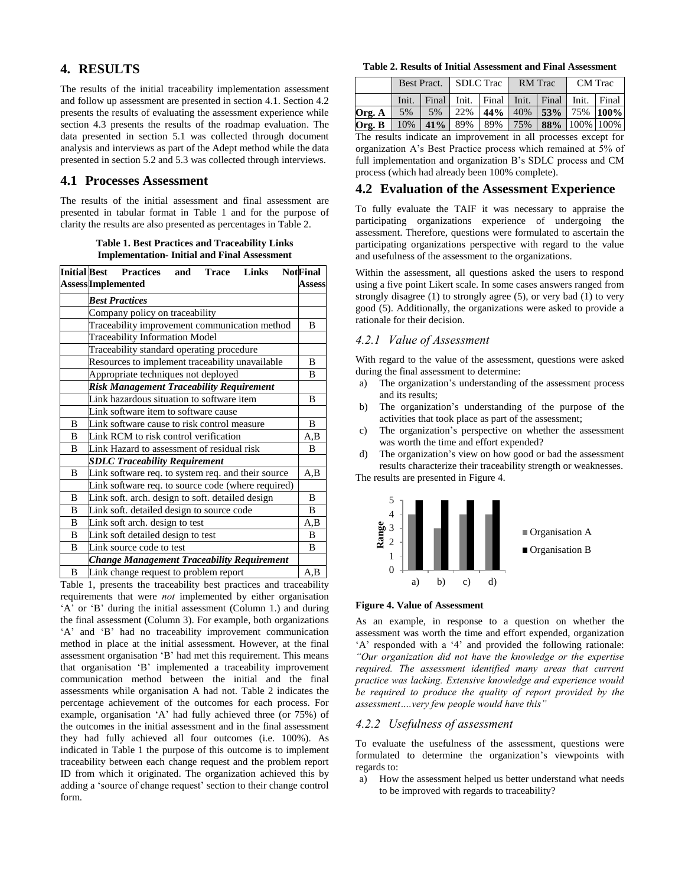## 4. RESULTS

The results of the initial traceability implementation assessment and follow up assessment are presented in section 4.1. Section 4.2 presents the results of evaluating the assessment experience while section 4.3 presents the results of the roadmap evaluation. The data presented in section 5.1 was collected through document analysis and interviews as part of the Adept method while the data presented in section 5.2 and 5.3 was collected through interviews.

### 4.1 Processes Assessment

The results of the initial assessment and final assessment are presented in tabular format in Table 1 and for the purpose of clarity the results are also presented as percentages in Table 2.

**Table 1. Best Practices and Traceability Links Implementation- Initial and Final Assessment**

| Initial Assess | Best Practices and Trace Links Not Implemented | Final Assess |
|---|---|---|
| | ***Best Practices*** | |
| | Company policy on traceability | |
| | Traceability improvement communication method | B |
| | Traceability Information Model | |
| | Traceability standard operating procedure | |
| | Resources to implement traceability unavailable | B |
| | Appropriate techniques not deployed | B |
| | ***Risk Management Traceability Requirement*** | |
| | Link hazardous situation to software item | B |
| | Link software item to software cause | |
| B | Link software cause to risk control measure | B |
| B | Link RCM to risk control verification | A,B |
| B | Link Hazard to assessment of residual risk | B |
| | ***SDLC Traceability Requirement*** | |
| B | Link software req. to system req. and their source | A,B |
| | Link software req. to source code (where required) | |
| B | Link soft. arch. design to soft. detailed design | B |
| B | Link soft. detailed design to source code | B |
| B | Link soft arch. design to test | A,B |
| B | Link soft detailed design to test | B |
| B | Link source code to test | B |
| | ***Change Management Traceability Requirement*** | |
| B | Link change request to problem report | A,B |

Table 1, presents the traceability best practices and traceability requirements that were *not* implemented by either organisation 'A' or 'B' during the initial assessment (Column 1.) and during the final assessment (Column 3). For example, both organizations 'A' and 'B' had no traceability improvement communication method in place at the initial assessment. However, at the final assessment organisation 'B' had met this requirement. This means that organisation 'B' implemented a traceability improvement communication method between the initial and the final assessments while organisation A had not. Table 2 indicates the percentage achievement of the outcomes for each process. For example, organisation 'A' had fully achieved three (or 75%) of the outcomes in the initial assessment and in the final assessment they had fully achieved all four outcomes (i.e. 100%). As indicated in Table 1 the purpose of this outcome is to implement traceability between each change request and the problem report ID from which it originated. The organization achieved this by adding a 'source of change request' section to their change control form.

**Table 2. Results of Initial Assessment and Final Assessment**

| | Best Pract. | | SDLC Trac | | RM Trac | | CM Trac | |
|---|---|---|---|---|---|---|---|---|
| | Init. | Final | Init. | Final | Init. | Final | Init. | Final |
| **Org. A** | 5% | 5% | 22% | **44%** | 40% | **53%** | 75% | **100%** |
| **Org. B** | 10% | **41%** | 89% | 89% | 75% | **88%** | 100% | 100% |

The results indicate an improvement in all processes except for organization A's Best Practice process which remained at 5% of full implementation and organization B's SDLC process and CM process (which had already been 100% complete).

### 4.2 Evaluation of the Assessment Experience

To fully evaluate the TAIF it was necessary to appraise the participating organizations experience of undergoing the assessment. Therefore, questions were formulated to ascertain the participating organizations perspective with regard to the value and usefulness of the assessment to the organizations.

Within the assessment, all questions asked the users to respond using a five point Likert scale. In some cases answers ranged from strongly disagree (1) to strongly agree (5), or very bad (1) to very good (5). Additionally, the organizations were asked to provide a rationale for their decision.

#### *4.2.1 Value of Assessment*

With regard to the value of the assessment, questions were asked during the final assessment to determine:

a) The organization's understanding of the assessment process and its results;
b) The organization's understanding of the purpose of the activities that took place as part of the assessment;
c) The organization's perspective on whether the assessment was worth the time and effort expended?
d) The organization's view on how good or bad the assessment results characterize their traceability strength or weaknesses.

The results are presented in Figure 4.

**Figure 4. Value of Assessment**

As an example, in response to a question on whether the assessment was worth the time and effort expended, organization 'A' responded with a '4' and provided the following rationale: *"Our organization did not have the knowledge or the expertise required. The assessment identified many areas that current practice was lacking. Extensive knowledge and experience would be required to produce the quality of report provided by the assessment….very few people would have this"*

#### *4.2.2 Usefulness of assessment*

To evaluate the usefulness of the assessment, questions were formulated to determine the organization's viewpoints with regards to:

a) How the assessment helped us better understand what needs to be improved with regards to traceability?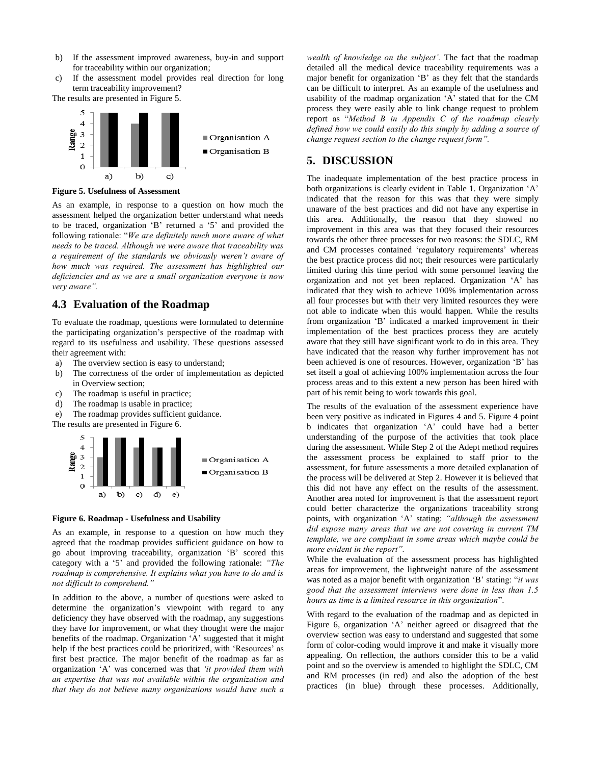b) If the assessment improved awareness, buy-in and support for traceability within our organization;
c) If the assessment model provides real direction for long term traceability improvement?

The results are presented in Figure 5.

Range
5
4
3
2
1
0
a) b) c)
Organisation A
Organisation B

**Figure 5. Usefulness of Assessment**

As an example, in response to a question on how much the assessment helped the organization better understand what needs to be traced, organization 'B' returned a '5' and provided the following rationale: "*We are definitely much more aware of what needs to be traced. Although we were aware that traceability was a requirement of the standards we obviously weren't aware of how much was required. The assessment has highlighted our deficiencies and as we are a small organization everyone is now very aware".*

## 4.3 Evaluation of the Roadmap

To evaluate the roadmap, questions were formulated to determine the participating organization's perspective of the roadmap with regard to its usefulness and usability. These questions assessed their agreement with:

a) The overview section is easy to understand;
b) The correctness of the order of implementation as depicted in Overview section;
c) The roadmap is useful in practice;
d) The roadmap is usable in practice;
e) The roadmap provides sufficient guidance.

The results are presented in Figure 6.

Range
5
4
3
2
1
0
a) b) c) d) e)
Organisation A
Organisation B

**Figure 6. Roadmap - Usefulness and Usability**

As an example, in response to a question on how much they agreed that the roadmap provides sufficient guidance on how to go about improving traceability, organization 'B' scored this category with a '5' and provided the following rationale: *"The roadmap is comprehensive. It explains what you have to do and is not difficult to comprehend."*

In addition to the above, a number of questions were asked to determine the organization's viewpoint with regard to any deficiency they have observed with the roadmap, any suggestions they have for improvement, or what they thought were the major benefits of the roadmap. Organization 'A' suggested that it might help if the best practices could be prioritized, with 'Resources' as first best practice. The major benefit of the roadmap as far as organization 'A' was concerned was that *'it provided them with an expertise that was not available within the organization and that they do not believe many organizations would have such a wealth of knowledge on the subject'.* The fact that the roadmap detailed all the medical device traceability requirements was a major benefit for organization 'B' as they felt that the standards can be difficult to interpret. As an example of the usefulness and usability of the roadmap organization 'A' stated that for the CM process they were easily able to link change request to problem report as "*Method B in Appendix C of the roadmap clearly defined how we could easily do this simply by adding a source of change request section to the change request form".*

## 5. DISCUSSION

The inadequate implementation of the best practice process in both organizations is clearly evident in Table 1. Organization 'A' indicated that the reason for this was that they were simply unaware of the best practices and did not have any expertise in this area. Additionally, the reason that they showed no improvement in this area was that they focused their resources towards the other three processes for two reasons: the SDLC, RM and CM processes contained 'regulatory requirements' whereas the best practice process did not; their resources were particularly limited during this time period with some personnel leaving the organization and not yet been replaced. Organization 'A' has indicated that they wish to achieve 100% implementation across all four processes but with their very limited resources they were not able to indicate when this would happen. While the results from organization 'B' indicated a marked improvement in their implementation of the best practices process they are acutely aware that they still have significant work to do in this area. They have indicated that the reason why further improvement has not been achieved is one of resources. However, organization 'B' has set itself a goal of achieving 100% implementation across the four process areas and to this extent a new person has been hired with part of his remit being to work towards this goal.

The results of the evaluation of the assessment experience have been very positive as indicated in Figures 4 and 5. Figure 4 point b indicates that organization 'A' could have had a better understanding of the purpose of the activities that took place during the assessment. While Step 2 of the Adept method requires the assessment process be explained to staff prior to the assessment, for future assessments a more detailed explanation of the process will be delivered at Step 2. However it is believed that this did not have any effect on the results of the assessment. Another area noted for improvement is that the assessment report could better characterize the organizations traceability strong points, with organization 'A' stating: *"although the assessment did expose many areas that we are not covering in current TM template, we are compliant in some areas which maybe could be more evident in the report".*

While the evaluation of the assessment process has highlighted areas for improvement, the lightweight nature of the assessment was noted as a major benefit with organization 'B' stating: "*it was good that the assessment interviews were done in less than 1.5 hours as time is a limited resource in this organization*".

With regard to the evaluation of the roadmap and as depicted in Figure 6, organization 'A' neither agreed or disagreed that the overview section was easy to understand and suggested that some form of color-coding would improve it and make it visually more appealing. On reflection, the authors consider this to be a valid point and so the overview is amended to highlight the SDLC, CM and RM processes (in red) and also the adoption of the best practices (in blue) through these processes. Additionally,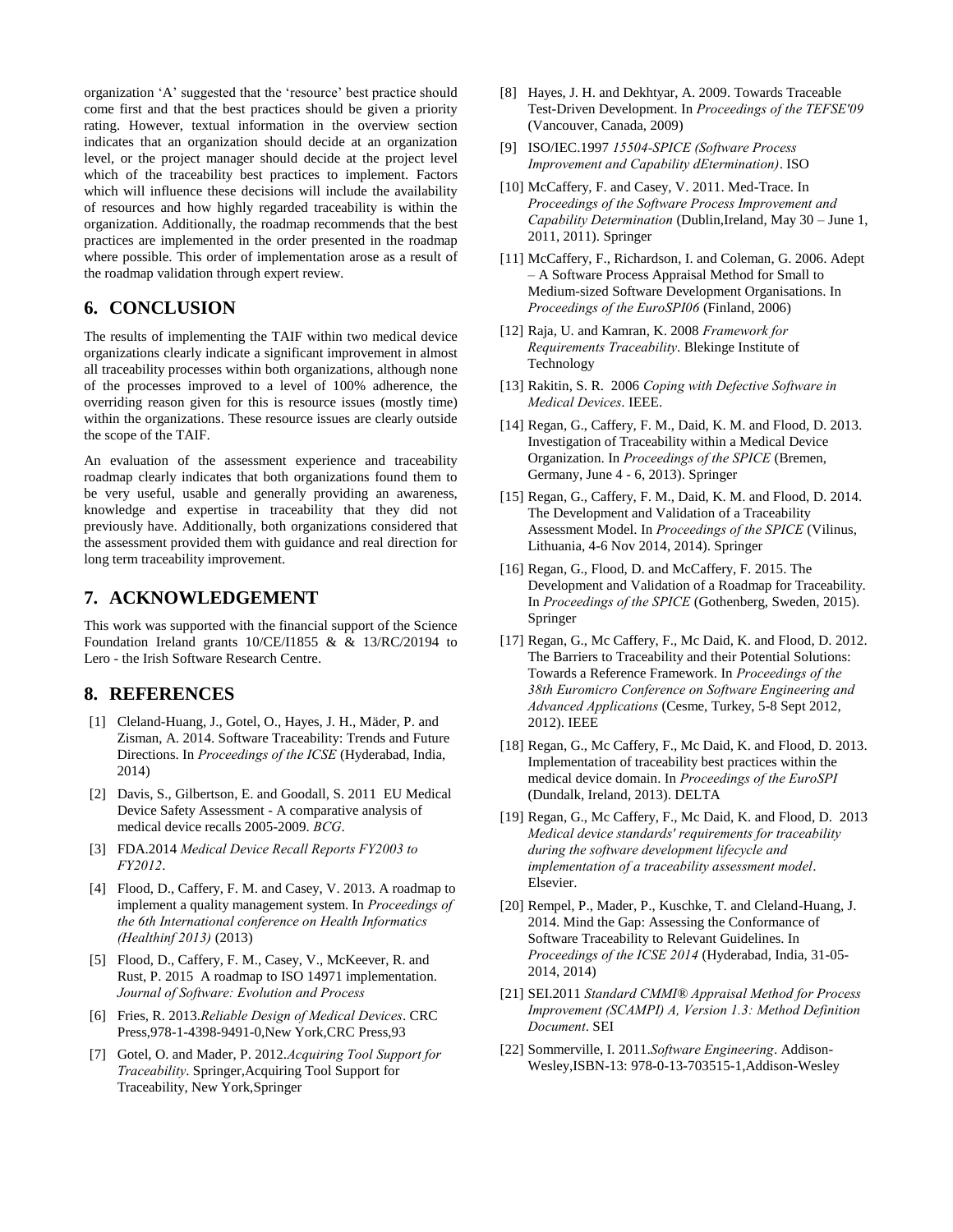organization 'A' suggested that the 'resource' best practice should come first and that the best practices should be given a priority rating. However, textual information in the overview section indicates that an organization should decide at an organization level, or the project manager should decide at the project level which of the traceability best practices to implement. Factors which will influence these decisions will include the availability of resources and how highly regarded traceability is within the organization. Additionally, the roadmap recommends that the best practices are implemented in the order presented in the roadmap where possible. This order of implementation arose as a result of the roadmap validation through expert review.

## 6. CONCLUSION

The results of implementing the TAIF within two medical device organizations clearly indicate a significant improvement in almost all traceability processes within both organizations, although none of the processes improved to a level of 100% adherence, the overriding reason given for this is resource issues (mostly time) within the organizations. These resource issues are clearly outside the scope of the TAIF.

An evaluation of the assessment experience and traceability roadmap clearly indicates that both organizations found them to be very useful, usable and generally providing an awareness, knowledge and expertise in traceability that they did not previously have. Additionally, both organizations considered that the assessment provided them with guidance and real direction for long term traceability improvement.

## 7. ACKNOWLEDGEMENT

This work was supported with the financial support of the Science Foundation Ireland grants 10/CE/I1855 & & 13/RC/20194 to Lero - the Irish Software Research Centre.

## 8. REFERENCES

[1] Cleland-Huang, J., Gotel, O., Hayes, J. H., Mäder, P. and Zisman, A. 2014. Software Traceability: Trends and Future Directions. In *Proceedings of the ICSE* (Hyderabad, India, 2014)

[2] Davis, S., Gilbertson, E. and Goodall, S. 2011 EU Medical Device Safety Assessment - A comparative analysis of medical device recalls 2005-2009. *BCG*.

[3] FDA.2014 *Medical Device Recall Reports FY2003 to FY2012*.

[4] Flood, D., Caffery, F. M. and Casey, V. 2013. A roadmap to implement a quality management system. In *Proceedings of the 6th International conference on Health Informatics (Healthinf 2013)* (2013)

[5] Flood, D., Caffery, F. M., Casey, V., McKeever, R. and Rust, P. 2015 A roadmap to ISO 14971 implementation. *Journal of Software: Evolution and Process*

[6] Fries, R. 2013.*Reliable Design of Medical Devices*. CRC Press,978-1-4398-9491-0,New York,CRC Press,93

[7] Gotel, O. and Mader, P. 2012.*Acquiring Tool Support for Traceability*. Springer,Acquiring Tool Support for Traceability, New York,Springer

[8] Hayes, J. H. and Dekhtyar, A. 2009. Towards Traceable Test-Driven Development. In *Proceedings of the TEFSE'09* (Vancouver, Canada, 2009)

[9] ISO/IEC.1997 *15504-SPICE (Software Process Improvement and Capability dEtermination)*. ISO

[10] McCaffery, F. and Casey, V. 2011. Med-Trace. In *Proceedings of the Software Process Improvement and Capability Determination* (Dublin,Ireland, May 30 – June 1, 2011, 2011). Springer

[11] McCaffery, F., Richardson, I. and Coleman, G. 2006. Adept – A Software Process Appraisal Method for Small to Medium-sized Software Development Organisations. In *Proceedings of the EuroSPI06* (Finland, 2006)

[12] Raja, U. and Kamran, K. 2008 *Framework for Requirements Traceability*. Blekinge Institute of Technology

[13] Rakitin, S. R. 2006 *Coping with Defective Software in Medical Devices*. IEEE.

[14] Regan, G., Caffery, F. M., Daid, K. M. and Flood, D. 2013. Investigation of Traceability within a Medical Device Organization. In *Proceedings of the SPICE* (Bremen, Germany, June 4 - 6, 2013). Springer

[15] Regan, G., Caffery, F. M., Daid, K. M. and Flood, D. 2014. The Development and Validation of a Traceability Assessment Model. In *Proceedings of the SPICE* (Vilinus, Lithuania, 4-6 Nov 2014, 2014). Springer

[16] Regan, G., Flood, D. and McCaffery, F. 2015. The Development and Validation of a Roadmap for Traceability. In *Proceedings of the SPICE* (Gothenberg, Sweden, 2015). Springer

[17] Regan, G., Mc Caffery, F., Mc Daid, K. and Flood, D. 2012. The Barriers to Traceability and their Potential Solutions: Towards a Reference Framework. In *Proceedings of the 38th Euromicro Conference on Software Engineering and Advanced Applications* (Cesme, Turkey, 5-8 Sept 2012, 2012). IEEE

[18] Regan, G., Mc Caffery, F., Mc Daid, K. and Flood, D. 2013. Implementation of traceability best practices within the medical device domain. In *Proceedings of the EuroSPI* (Dundalk, Ireland, 2013). DELTA

[19] Regan, G., Mc Caffery, F., Mc Daid, K. and Flood, D. 2013 *Medical device standards' requirements for traceability during the software development lifecycle and implementation of a traceability assessment model*. Elsevier.

[20] Rempel, P., Mader, P., Kuschke, T. and Cleland-Huang, J. 2014. Mind the Gap: Assessing the Conformance of Software Traceability to Relevant Guidelines. In *Proceedings of the ICSE 2014* (Hyderabad, India, 31-05-2014, 2014)

[21] SEI.2011 *Standard CMMI® Appraisal Method for Process Improvement (SCAMPI) A, Version 1.3: Method Definition Document*. SEI

[22] Sommerville, I. 2011.*Software Engineering*. Addison-Wesley,ISBN-13: 978-0-13-703515-1,Addison-Wesley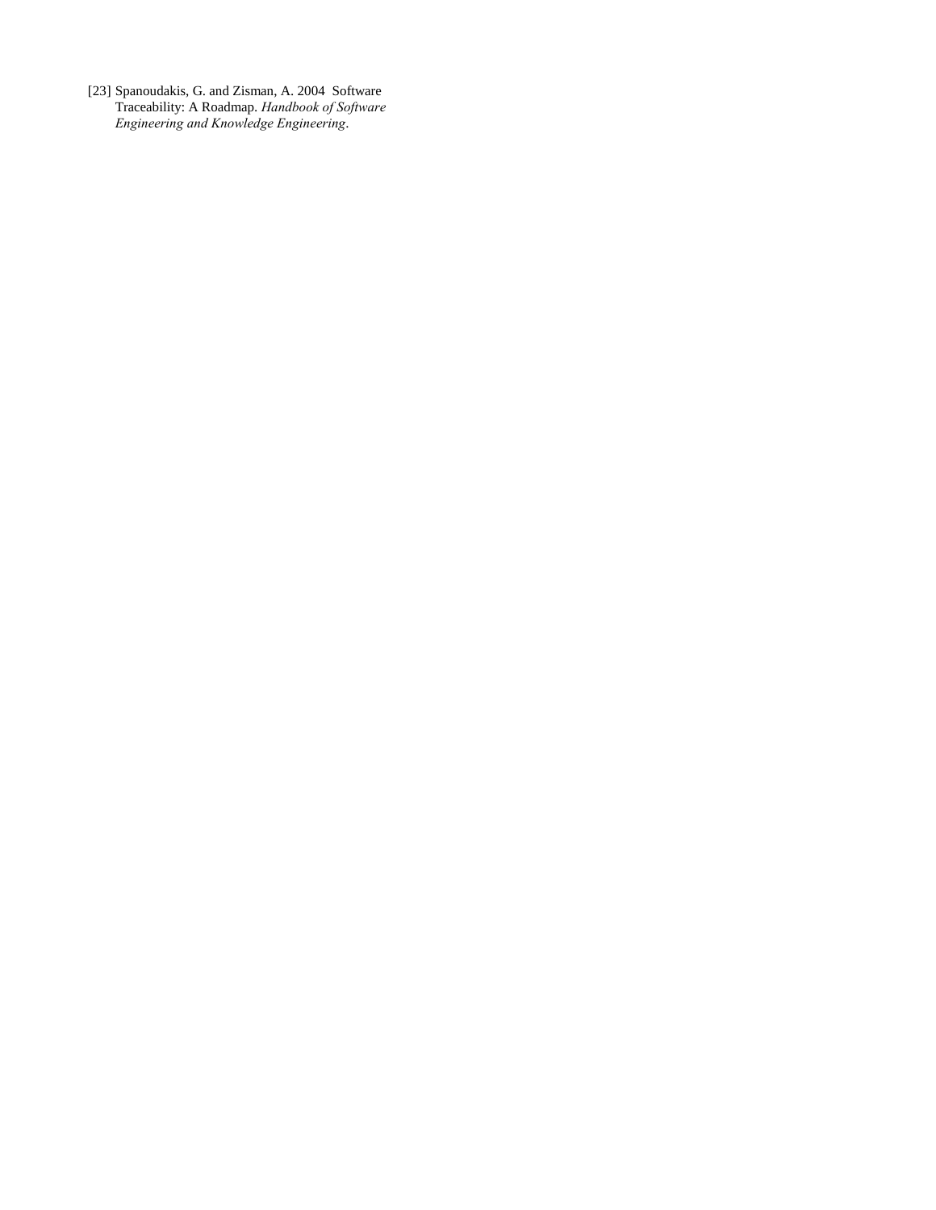[23] Spanoudakis, G. and Zisman, A. 2004 Software Traceability: A Roadmap. *Handbook of Software Engineering and Knowledge Engineering*.